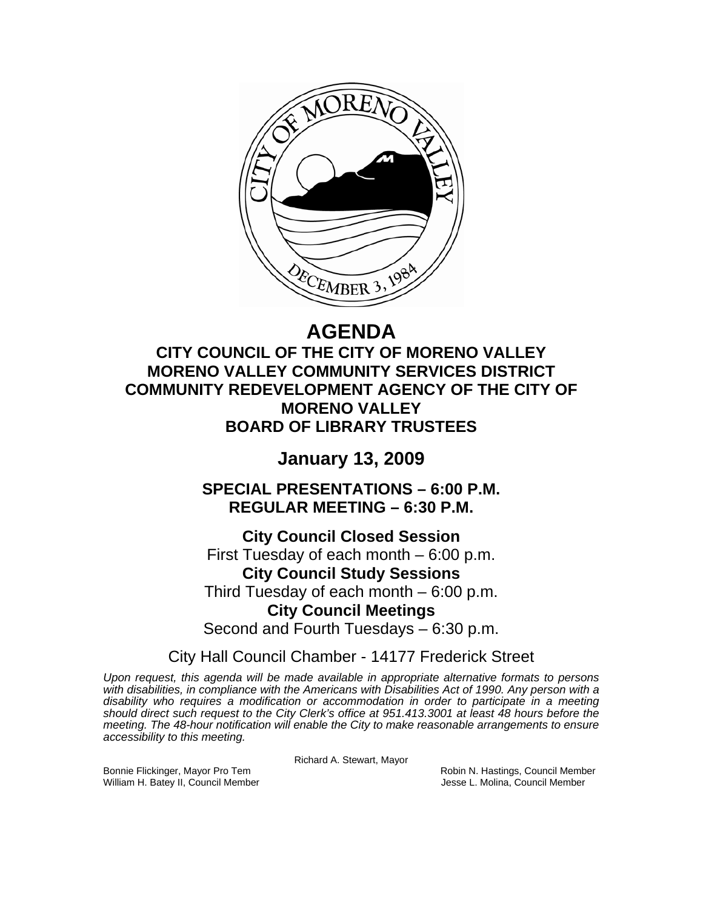# AGENDA

## CITY COUNCIL OF THE CITY OF MORENO VALLEY
## MORENO VALLEY COMMUNITY SERVICES DISTRICT
## COMMUNITY REDEVELOPMENT AGENCY OF THE CITY OF MORENO VALLEY
## BOARD OF LIBRARY TRUSTEES

## January 13, 2009

### SPECIAL PRESENTATIONS – 6:00 P.M.
### REGULAR MEETING – 6:30 P.M.

**City Council Closed Session**
First Tuesday of each month – 6:00 p.m.
**City Council Study Sessions**
Third Tuesday of each month – 6:00 p.m.
**City Council Meetings**
Second and Fourth Tuesdays – 6:30 p.m.

City Hall Council Chamber - 14177 Frederick Street

*Upon request, this agenda will be made available in appropriate alternative formats to persons with disabilities, in compliance with the Americans with Disabilities Act of 1990. Any person with a disability who requires a modification or accommodation in order to participate in a meeting should direct such request to the City Clerk's office at 951.413.3001 at least 48 hours before the meeting. The 48-hour notification will enable the City to make reasonable arrangements to ensure accessibility to this meeting.*

Richard A. Stewart, Mayor

Bonnie Flickinger, Mayor Pro Tem
William H. Batey II, Council Member
Robin N. Hastings, Council Member
Jesse L. Molina, Council Member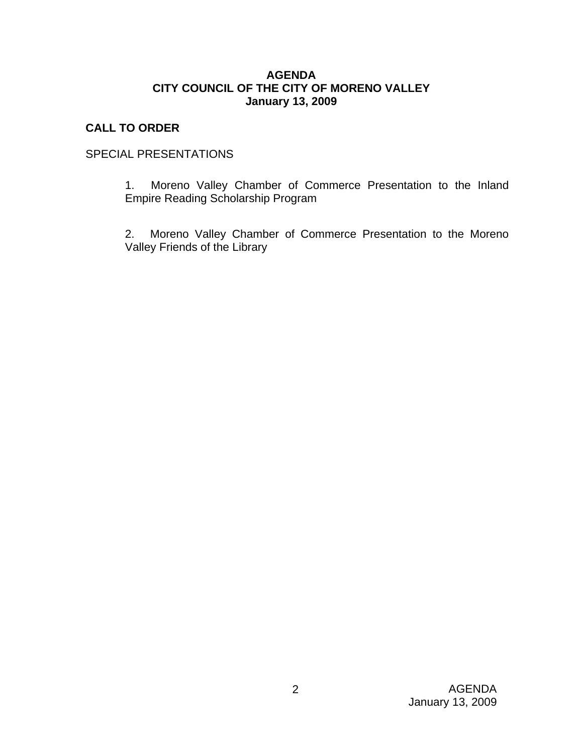**AGENDA**
**CITY COUNCIL OF THE CITY OF MORENO VALLEY**
**January 13, 2009**

**CALL TO ORDER**

SPECIAL PRESENTATIONS

1. Moreno Valley Chamber of Commerce Presentation to the Inland Empire Reading Scholarship Program

2. Moreno Valley Chamber of Commerce Presentation to the Moreno Valley Friends of the Library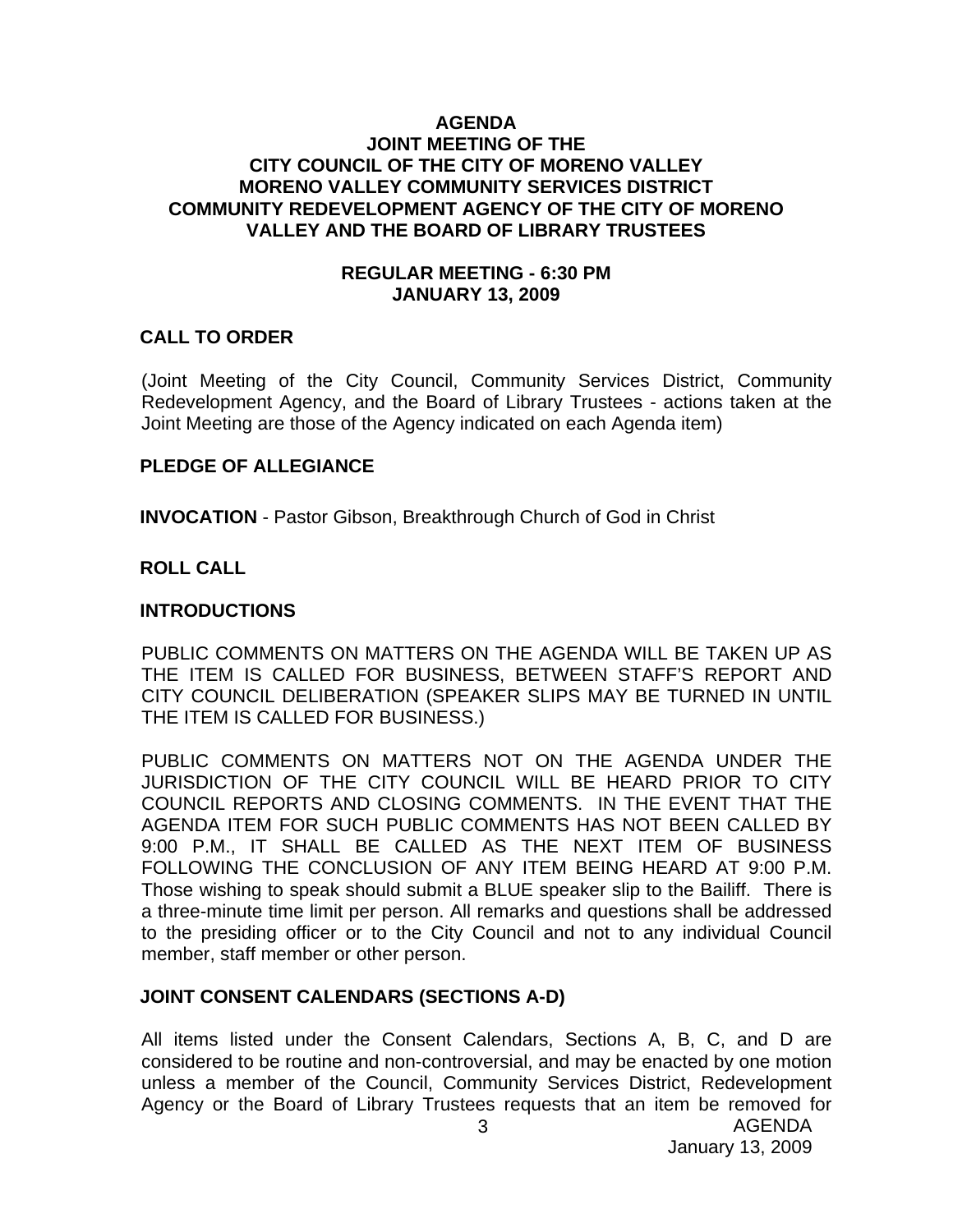**AGENDA**
**JOINT MEETING OF THE**
**CITY COUNCIL OF THE CITY OF MORENO VALLEY**
**MORENO VALLEY COMMUNITY SERVICES DISTRICT**
**COMMUNITY REDEVELOPMENT AGENCY OF THE CITY OF MORENO VALLEY AND THE BOARD OF LIBRARY TRUSTEES**

**REGULAR MEETING - 6:30 PM**
**JANUARY 13, 2009**

## CALL TO ORDER

(Joint Meeting of the City Council, Community Services District, Community Redevelopment Agency, and the Board of Library Trustees - actions taken at the Joint Meeting are those of the Agency indicated on each Agenda item)

## PLEDGE OF ALLEGIANCE

**INVOCATION** - Pastor Gibson, Breakthrough Church of God in Christ

## ROLL CALL

## INTRODUCTIONS

PUBLIC COMMENTS ON MATTERS ON THE AGENDA WILL BE TAKEN UP AS THE ITEM IS CALLED FOR BUSINESS, BETWEEN STAFF'S REPORT AND CITY COUNCIL DELIBERATION (SPEAKER SLIPS MAY BE TURNED IN UNTIL THE ITEM IS CALLED FOR BUSINESS.)

PUBLIC COMMENTS ON MATTERS NOT ON THE AGENDA UNDER THE JURISDICTION OF THE CITY COUNCIL WILL BE HEARD PRIOR TO CITY COUNCIL REPORTS AND CLOSING COMMENTS. IN THE EVENT THAT THE AGENDA ITEM FOR SUCH PUBLIC COMMENTS HAS NOT BEEN CALLED BY 9:00 P.M., IT SHALL BE CALLED AS THE NEXT ITEM OF BUSINESS FOLLOWING THE CONCLUSION OF ANY ITEM BEING HEARD AT 9:00 P.M. Those wishing to speak should submit a BLUE speaker slip to the Bailiff. There is a three-minute time limit per person. All remarks and questions shall be addressed to the presiding officer or to the City Council and not to any individual Council member, staff member or other person.

## JOINT CONSENT CALENDARS (SECTIONS A-D)

All items listed under the Consent Calendars, Sections A, B, C, and D are considered to be routine and non-controversial, and may be enacted by one motion unless a member of the Council, Community Services District, Redevelopment Agency or the Board of Library Trustees requests that an item be removed for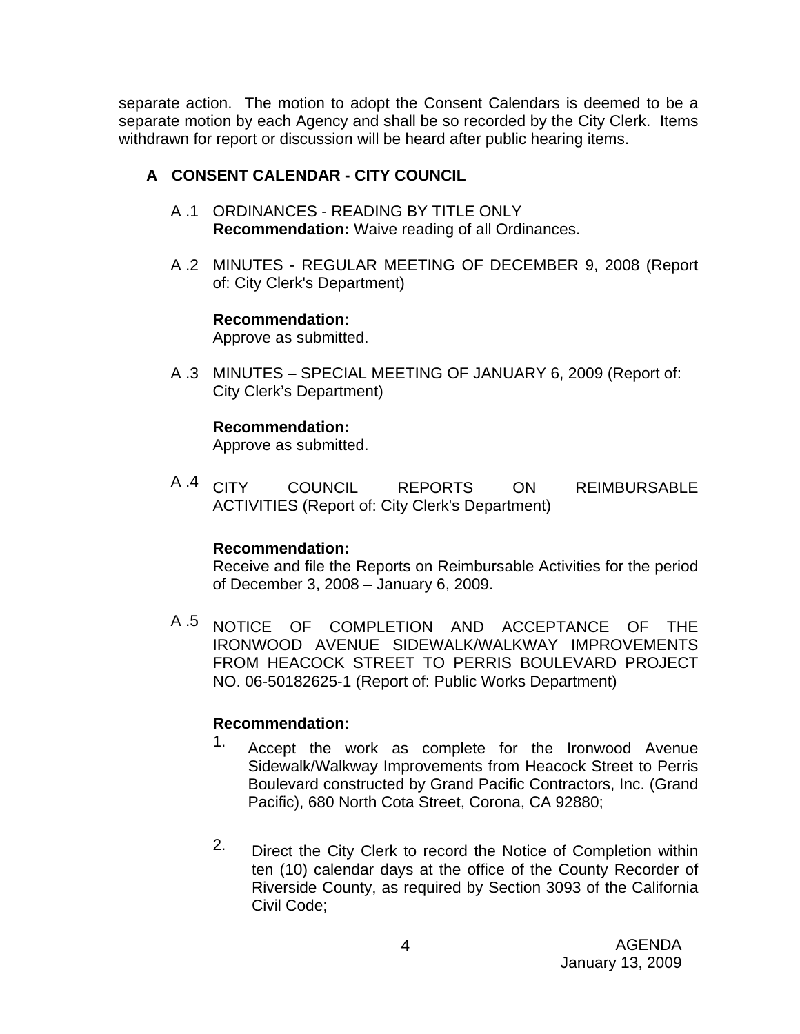separate action. The motion to adopt the Consent Calendars is deemed to be a separate motion by each Agency and shall be so recorded by the City Clerk. Items withdrawn for report or discussion will be heard after public hearing items.

## A CONSENT CALENDAR - CITY COUNCIL

A .1 ORDINANCES - READING BY TITLE ONLY
**Recommendation:** Waive reading of all Ordinances.

A .2 MINUTES - REGULAR MEETING OF DECEMBER 9, 2008 (Report of: City Clerk's Department)

**Recommendation:**
Approve as submitted.

A .3 MINUTES – SPECIAL MEETING OF JANUARY 6, 2009 (Report of: City Clerk's Department)

**Recommendation:**
Approve as submitted.

A .4 CITY COUNCIL REPORTS ON REIMBURSABLE ACTIVITIES (Report of: City Clerk's Department)

**Recommendation:**
Receive and file the Reports on Reimbursable Activities for the period of December 3, 2008 – January 6, 2009.

A .5 NOTICE OF COMPLETION AND ACCEPTANCE OF THE IRONWOOD AVENUE SIDEWALK/WALKWAY IMPROVEMENTS FROM HEACOCK STREET TO PERRIS BOULEVARD PROJECT NO. 06-50182625-1 (Report of: Public Works Department)

**Recommendation:**

1. Accept the work as complete for the Ironwood Avenue Sidewalk/Walkway Improvements from Heacock Street to Perris Boulevard constructed by Grand Pacific Contractors, Inc. (Grand Pacific), 680 North Cota Street, Corona, CA 92880;

2. Direct the City Clerk to record the Notice of Completion within ten (10) calendar days at the office of the County Recorder of Riverside County, as required by Section 3093 of the California Civil Code;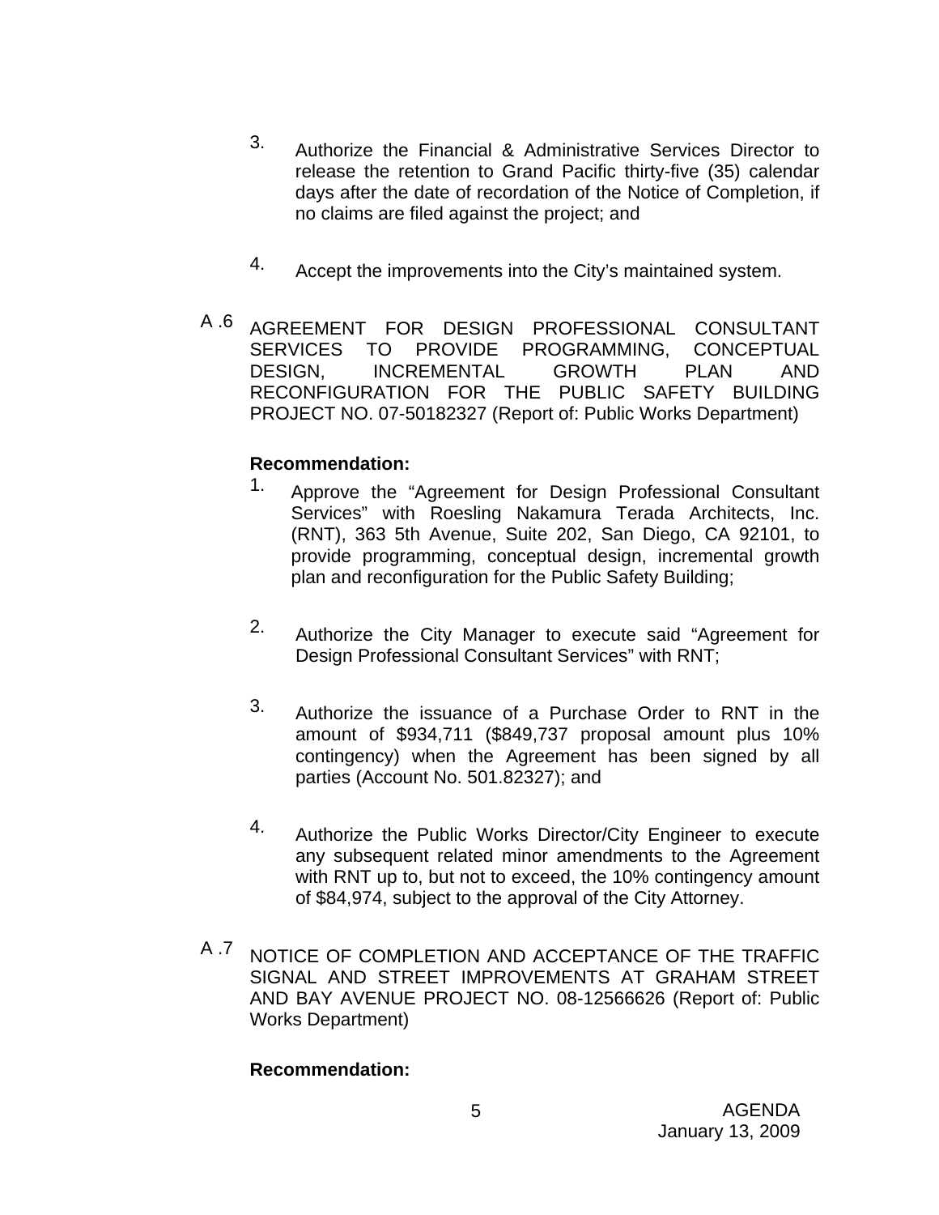3. Authorize the Financial & Administrative Services Director to release the retention to Grand Pacific thirty-five (35) calendar days after the date of recordation of the Notice of Completion, if no claims are filed against the project; and

4. Accept the improvements into the City's maintained system.

A .6 AGREEMENT FOR DESIGN PROFESSIONAL CONSULTANT SERVICES TO PROVIDE PROGRAMMING, CONCEPTUAL DESIGN, INCREMENTAL GROWTH PLAN AND RECONFIGURATION FOR THE PUBLIC SAFETY BUILDING PROJECT NO. 07-50182327 (Report of: Public Works Department)

**Recommendation:**

1. Approve the "Agreement for Design Professional Consultant Services" with Roesling Nakamura Terada Architects, Inc. (RNT), 363 5th Avenue, Suite 202, San Diego, CA 92101, to provide programming, conceptual design, incremental growth plan and reconfiguration for the Public Safety Building;

2. Authorize the City Manager to execute said "Agreement for Design Professional Consultant Services" with RNT;

3. Authorize the issuance of a Purchase Order to RNT in the amount of $934,711 ($849,737 proposal amount plus 10% contingency) when the Agreement has been signed by all parties (Account No. 501.82327); and

4. Authorize the Public Works Director/City Engineer to execute any subsequent related minor amendments to the Agreement with RNT up to, but not to exceed, the 10% contingency amount of $84,974, subject to the approval of the City Attorney.

A .7 NOTICE OF COMPLETION AND ACCEPTANCE OF THE TRAFFIC SIGNAL AND STREET IMPROVEMENTS AT GRAHAM STREET AND BAY AVENUE PROJECT NO. 08-12566626 (Report of: Public Works Department)

**Recommendation:**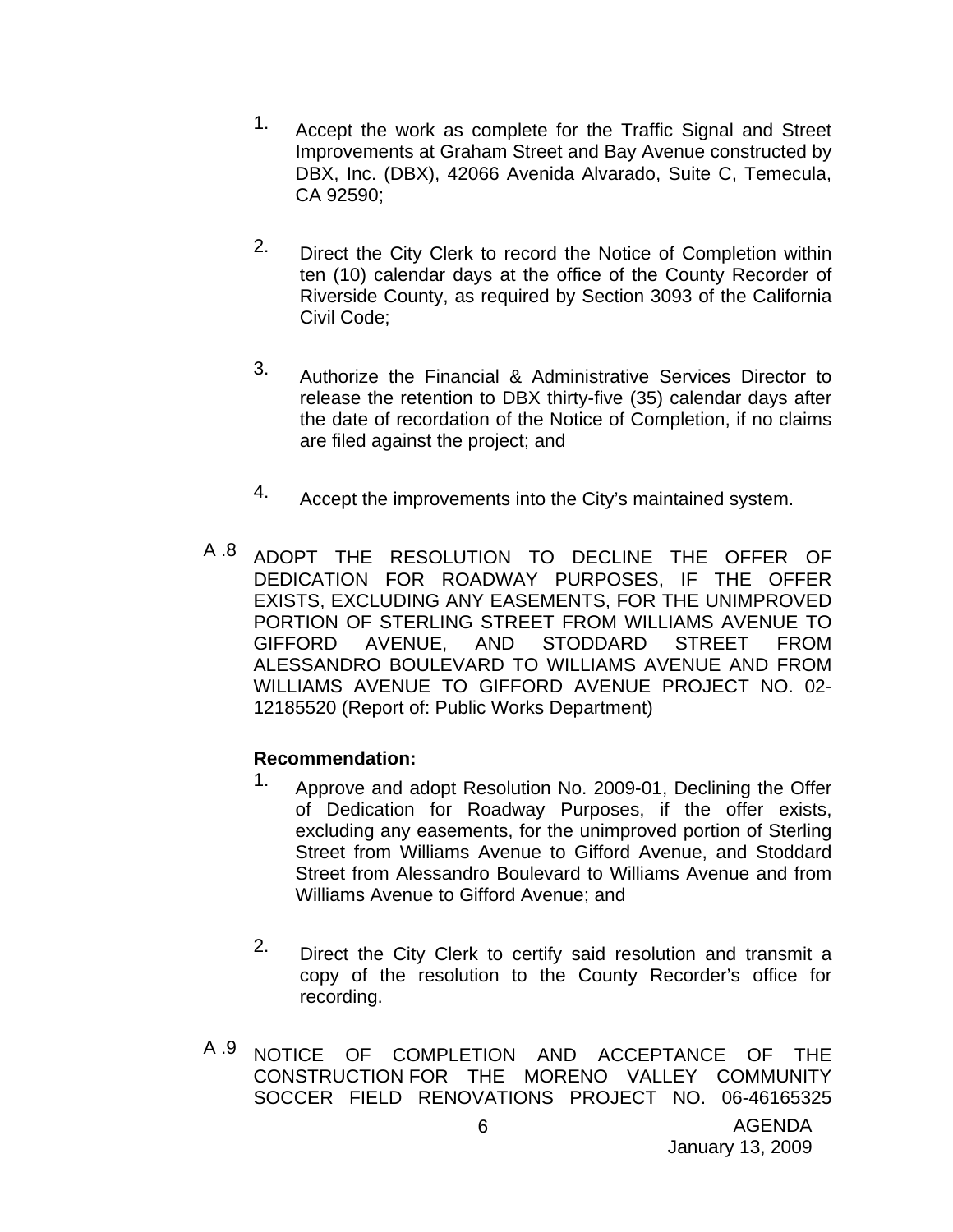1. Accept the work as complete for the Traffic Signal and Street Improvements at Graham Street and Bay Avenue constructed by DBX, Inc. (DBX), 42066 Avenida Alvarado, Suite C, Temecula, CA 92590;

2. Direct the City Clerk to record the Notice of Completion within ten (10) calendar days at the office of the County Recorder of Riverside County, as required by Section 3093 of the California Civil Code;

3. Authorize the Financial & Administrative Services Director to release the retention to DBX thirty-five (35) calendar days after the date of recordation of the Notice of Completion, if no claims are filed against the project; and

4. Accept the improvements into the City's maintained system.

A .8 ADOPT THE RESOLUTION TO DECLINE THE OFFER OF DEDICATION FOR ROADWAY PURPOSES, IF THE OFFER EXISTS, EXCLUDING ANY EASEMENTS, FOR THE UNIMPROVED PORTION OF STERLING STREET FROM WILLIAMS AVENUE TO GIFFORD AVENUE, AND STODDARD STREET FROM ALESSANDRO BOULEVARD TO WILLIAMS AVENUE AND FROM WILLIAMS AVENUE TO GIFFORD AVENUE PROJECT NO. 02-12185520 (Report of: Public Works Department)

**Recommendation:**

1. Approve and adopt Resolution No. 2009-01, Declining the Offer of Dedication for Roadway Purposes, if the offer exists, excluding any easements, for the unimproved portion of Sterling Street from Williams Avenue to Gifford Avenue, and Stoddard Street from Alessandro Boulevard to Williams Avenue and from Williams Avenue to Gifford Avenue; and

2. Direct the City Clerk to certify said resolution and transmit a copy of the resolution to the County Recorder's office for recording.

A .9 NOTICE OF COMPLETION AND ACCEPTANCE OF THE CONSTRUCTION FOR THE MORENO VALLEY COMMUNITY SOCCER FIELD RENOVATIONS PROJECT NO. 06-46165325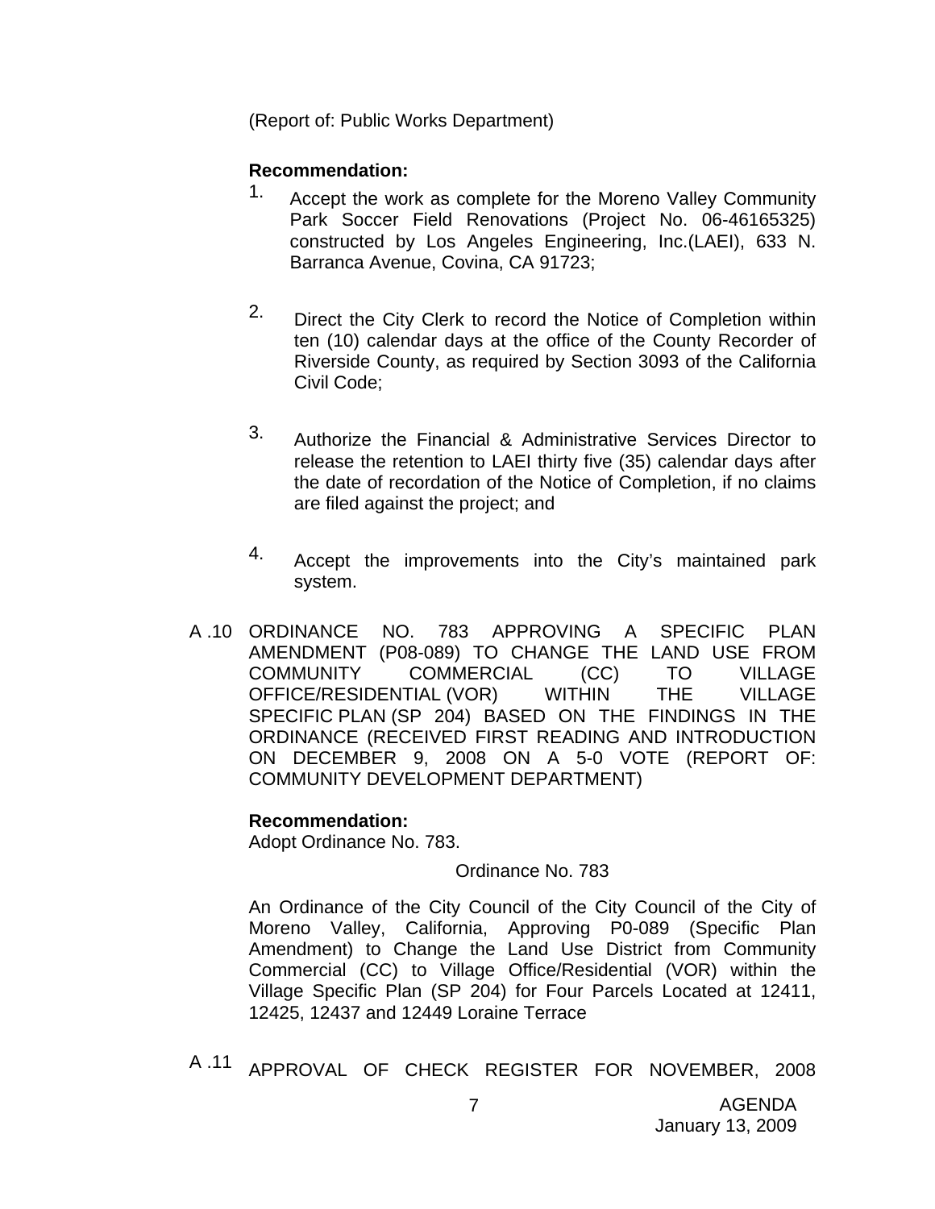(Report of: Public Works Department)

**Recommendation:**

1. Accept the work as complete for the Moreno Valley Community Park Soccer Field Renovations (Project No. 06-46165325) constructed by Los Angeles Engineering, Inc.(LAEI), 633 N. Barranca Avenue, Covina, CA 91723;

2. Direct the City Clerk to record the Notice of Completion within ten (10) calendar days at the office of the County Recorder of Riverside County, as required by Section 3093 of the California Civil Code;

3. Authorize the Financial & Administrative Services Director to release the retention to LAEI thirty five (35) calendar days after the date of recordation of the Notice of Completion, if no claims are filed against the project; and

4. Accept the improvements into the City's maintained park system.

A .10 ORDINANCE NO. 783 APPROVING A SPECIFIC PLAN AMENDMENT (P08-089) TO CHANGE THE LAND USE FROM COMMUNITY COMMERCIAL (CC) TO VILLAGE OFFICE/RESIDENTIAL (VOR) WITHIN THE VILLAGE SPECIFIC PLAN (SP 204) BASED ON THE FINDINGS IN THE ORDINANCE (RECEIVED FIRST READING AND INTRODUCTION ON DECEMBER 9, 2008 ON A 5-0 VOTE (REPORT OF: COMMUNITY DEVELOPMENT DEPARTMENT)

**Recommendation:**
Adopt Ordinance No. 783.

Ordinance No. 783

An Ordinance of the City Council of the City Council of the City of Moreno Valley, California, Approving P0-089 (Specific Plan Amendment) to Change the Land Use District from Community Commercial (CC) to Village Office/Residential (VOR) within the Village Specific Plan (SP 204) for Four Parcels Located at 12411, 12425, 12437 and 12449 Loraine Terrace

A .11 APPROVAL OF CHECK REGISTER FOR NOVEMBER, 2008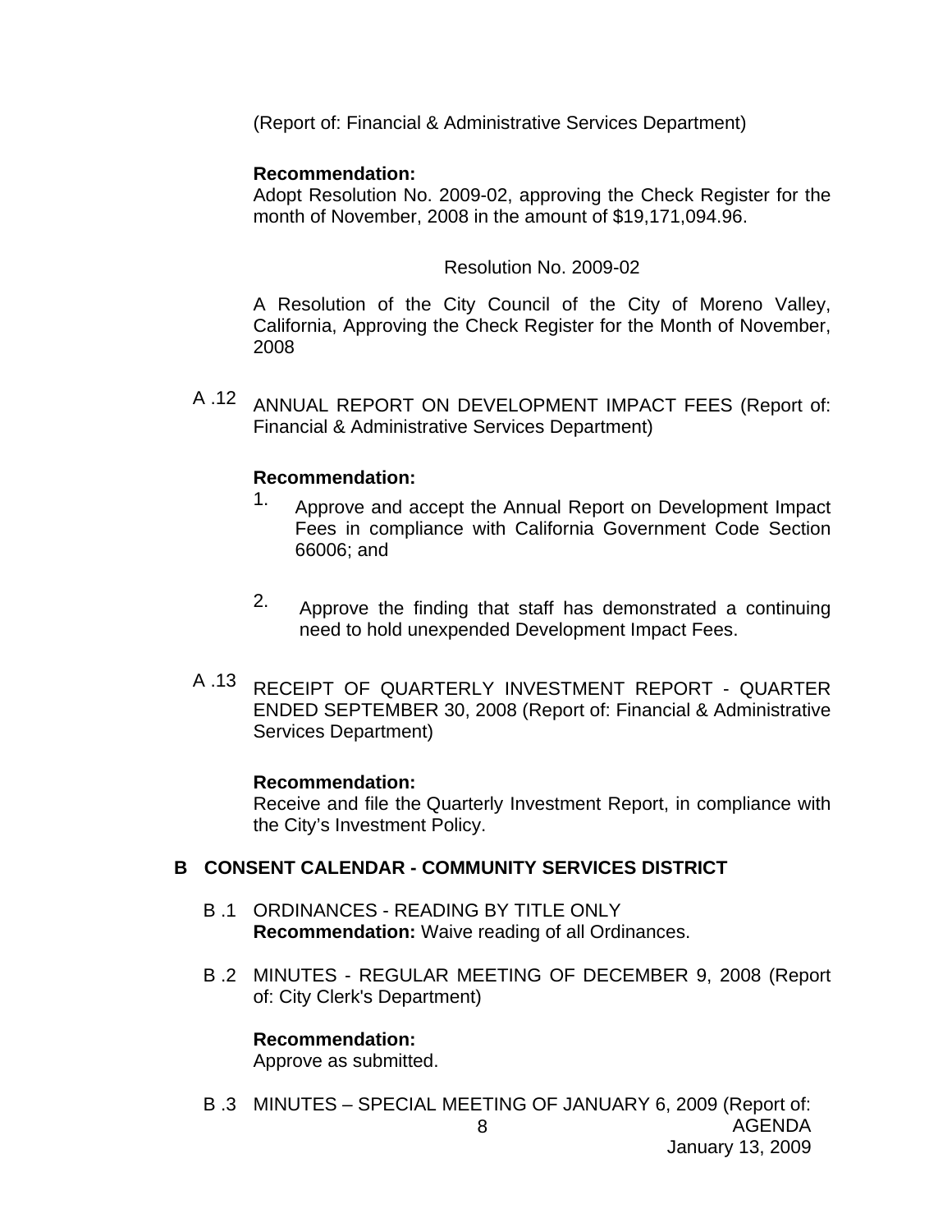(Report of: Financial & Administrative Services Department)

**Recommendation:**
Adopt Resolution No. 2009-02, approving the Check Register for the month of November, 2008 in the amount of $19,171,094.96.

Resolution No. 2009-02

A Resolution of the City Council of the City of Moreno Valley, California, Approving the Check Register for the Month of November, 2008

A .12 ANNUAL REPORT ON DEVELOPMENT IMPACT FEES (Report of: Financial & Administrative Services Department)

**Recommendation:**

1. Approve and accept the Annual Report on Development Impact Fees in compliance with California Government Code Section 66006; and

2. Approve the finding that staff has demonstrated a continuing need to hold unexpended Development Impact Fees.

A .13 RECEIPT OF QUARTERLY INVESTMENT REPORT - QUARTER ENDED SEPTEMBER 30, 2008 (Report of: Financial & Administrative Services Department)

**Recommendation:**
Receive and file the Quarterly Investment Report, in compliance with the City's Investment Policy.

## B CONSENT CALENDAR - COMMUNITY SERVICES DISTRICT

B .1 ORDINANCES - READING BY TITLE ONLY
**Recommendation:** Waive reading of all Ordinances.

B .2 MINUTES - REGULAR MEETING OF DECEMBER 9, 2008 (Report of: City Clerk's Department)

**Recommendation:**
Approve as submitted.

B .3 MINUTES – SPECIAL MEETING OF JANUARY 6, 2009 (Report of: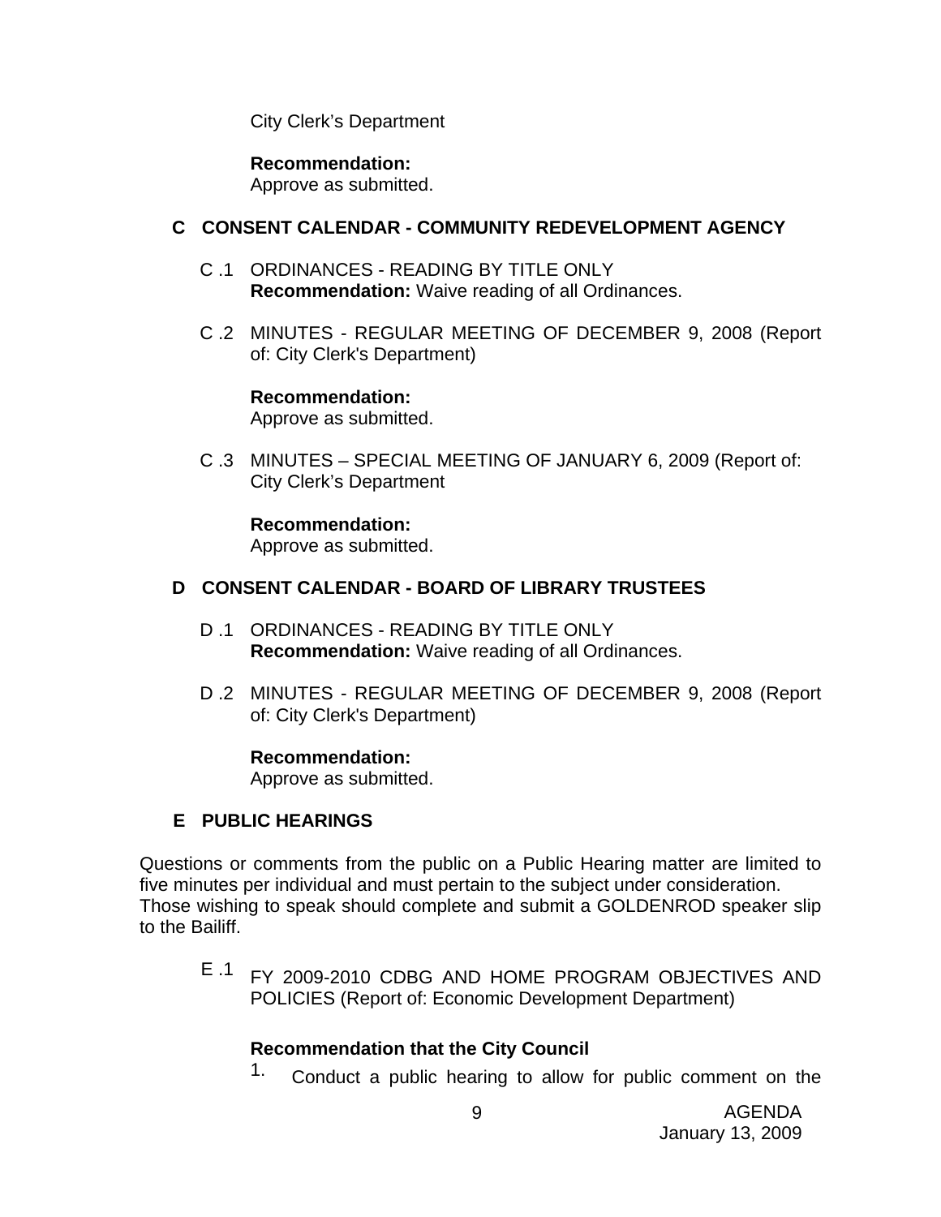City Clerk's Department

**Recommendation:**
Approve as submitted.

## C CONSENT CALENDAR - COMMUNITY REDEVELOPMENT AGENCY

C .1 ORDINANCES - READING BY TITLE ONLY
**Recommendation:** Waive reading of all Ordinances.

C .2 MINUTES - REGULAR MEETING OF DECEMBER 9, 2008 (Report of: City Clerk's Department)

**Recommendation:**
Approve as submitted.

C .3 MINUTES – SPECIAL MEETING OF JANUARY 6, 2009 (Report of: City Clerk's Department

**Recommendation:**
Approve as submitted.

## D CONSENT CALENDAR - BOARD OF LIBRARY TRUSTEES

D .1 ORDINANCES - READING BY TITLE ONLY
**Recommendation:** Waive reading of all Ordinances.

D .2 MINUTES - REGULAR MEETING OF DECEMBER 9, 2008 (Report of: City Clerk's Department)

**Recommendation:**
Approve as submitted.

## E PUBLIC HEARINGS

Questions or comments from the public on a Public Hearing matter are limited to five minutes per individual and must pertain to the subject under consideration. Those wishing to speak should complete and submit a GOLDENROD speaker slip to the Bailiff.

E .1 FY 2009-2010 CDBG AND HOME PROGRAM OBJECTIVES AND POLICIES (Report of: Economic Development Department)

**Recommendation that the City Council**

1. Conduct a public hearing to allow for public comment on the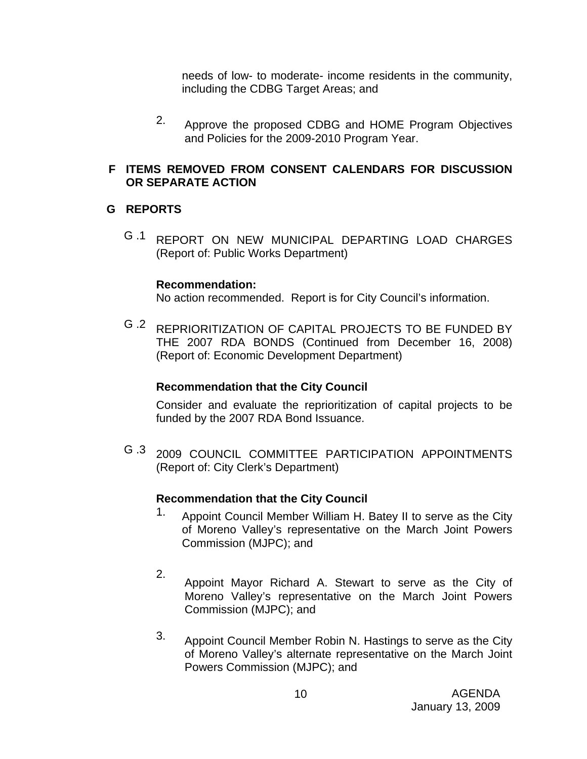needs of low- to moderate- income residents in the community, including the CDBG Target Areas; and

2. Approve the proposed CDBG and HOME Program Objectives and Policies for the 2009-2010 Program Year.

## F ITEMS REMOVED FROM CONSENT CALENDARS FOR DISCUSSION OR SEPARATE ACTION

## G REPORTS

G .1 REPORT ON NEW MUNICIPAL DEPARTING LOAD CHARGES (Report of: Public Works Department)

**Recommendation:**
No action recommended. Report is for City Council's information.

G .2 REPRIORITIZATION OF CAPITAL PROJECTS TO BE FUNDED BY THE 2007 RDA BONDS (Continued from December 16, 2008) (Report of: Economic Development Department)

**Recommendation that the City Council**

Consider and evaluate the reprioritization of capital projects to be funded by the 2007 RDA Bond Issuance.

G .3 2009 COUNCIL COMMITTEE PARTICIPATION APPOINTMENTS (Report of: City Clerk's Department)

**Recommendation that the City Council**

1. Appoint Council Member William H. Batey II to serve as the City of Moreno Valley's representative on the March Joint Powers Commission (MJPC); and

2. Appoint Mayor Richard A. Stewart to serve as the City of Moreno Valley's representative on the March Joint Powers Commission (MJPC); and

3. Appoint Council Member Robin N. Hastings to serve as the City of Moreno Valley's alternate representative on the March Joint Powers Commission (MJPC); and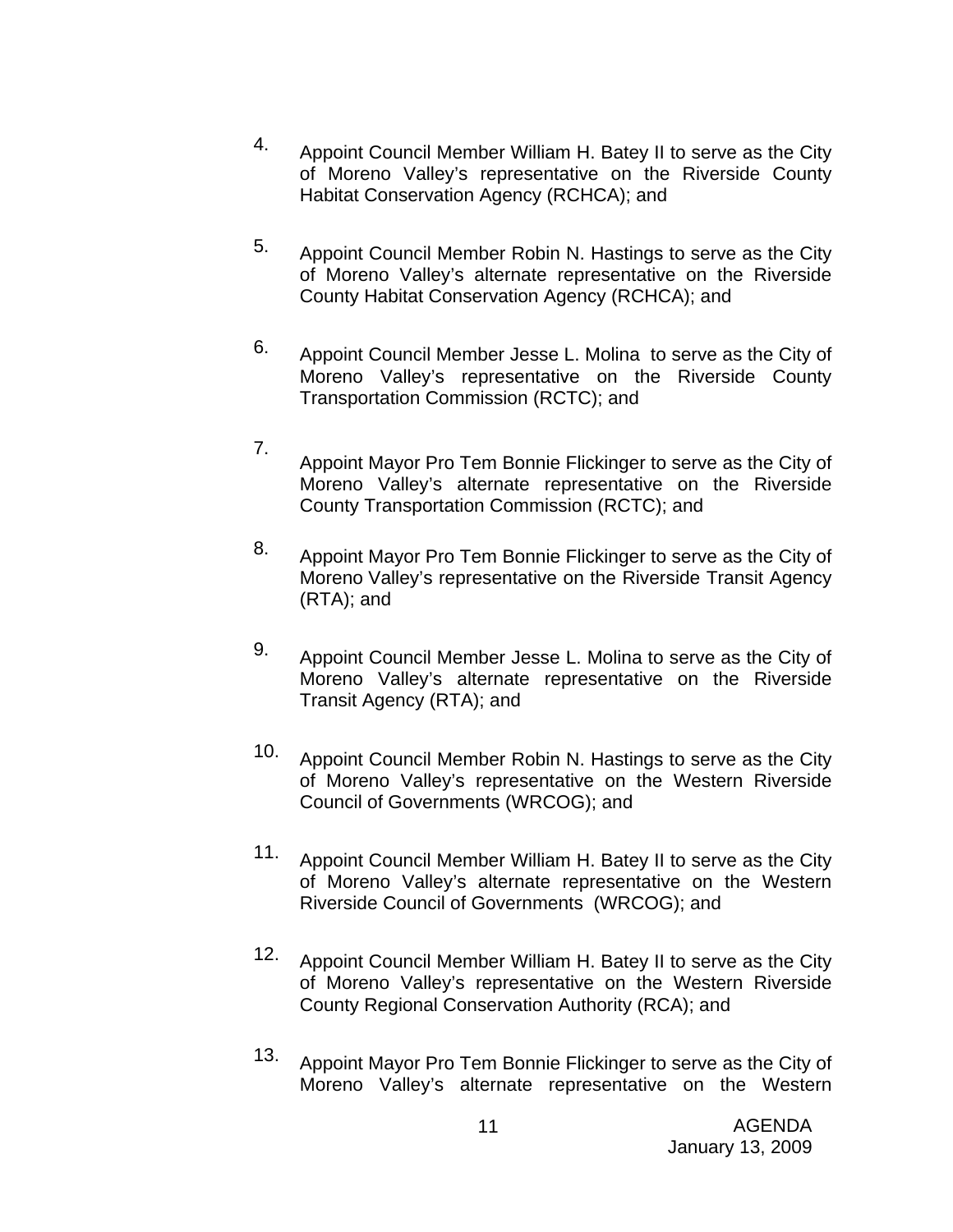4. Appoint Council Member William H. Batey II to serve as the City of Moreno Valley's representative on the Riverside County Habitat Conservation Agency (RCHCA); and

5. Appoint Council Member Robin N. Hastings to serve as the City of Moreno Valley's alternate representative on the Riverside County Habitat Conservation Agency (RCHCA); and

6. Appoint Council Member Jesse L. Molina to serve as the City of Moreno Valley's representative on the Riverside County Transportation Commission (RCTC); and

7. Appoint Mayor Pro Tem Bonnie Flickinger to serve as the City of Moreno Valley's alternate representative on the Riverside County Transportation Commission (RCTC); and

8. Appoint Mayor Pro Tem Bonnie Flickinger to serve as the City of Moreno Valley's representative on the Riverside Transit Agency (RTA); and

9. Appoint Council Member Jesse L. Molina to serve as the City of Moreno Valley's alternate representative on the Riverside Transit Agency (RTA); and

10. Appoint Council Member Robin N. Hastings to serve as the City of Moreno Valley's representative on the Western Riverside Council of Governments (WRCOG); and

11. Appoint Council Member William H. Batey II to serve as the City of Moreno Valley's alternate representative on the Western Riverside Council of Governments (WRCOG); and

12. Appoint Council Member William H. Batey II to serve as the City of Moreno Valley's representative on the Western Riverside County Regional Conservation Authority (RCA); and

13. Appoint Mayor Pro Tem Bonnie Flickinger to serve as the City of Moreno Valley's alternate representative on the Western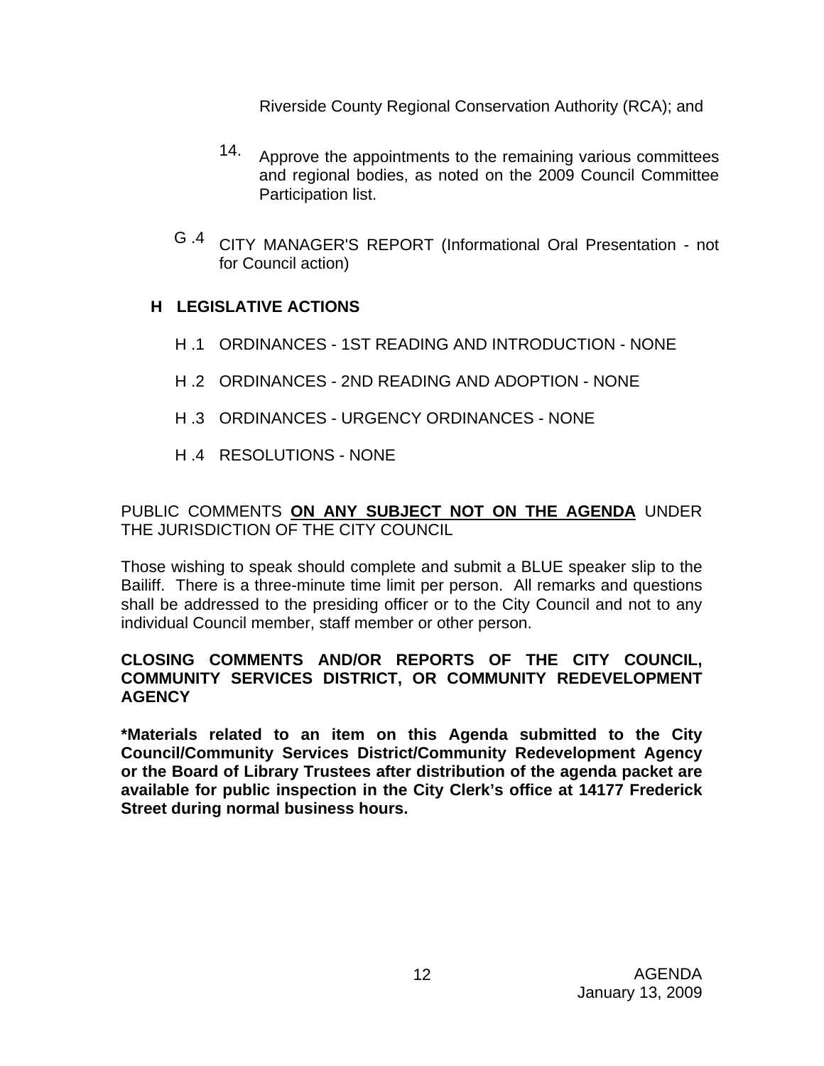Riverside County Regional Conservation Authority (RCA); and

14. Approve the appointments to the remaining various committees and regional bodies, as noted on the 2009 Council Committee Participation list.

G .4 CITY MANAGER'S REPORT (Informational Oral Presentation - not for Council action)

**H LEGISLATIVE ACTIONS**

H .1 ORDINANCES - 1ST READING AND INTRODUCTION - NONE

H .2 ORDINANCES - 2ND READING AND ADOPTION - NONE

H .3 ORDINANCES - URGENCY ORDINANCES - NONE

H .4 RESOLUTIONS - NONE

PUBLIC COMMENTS **ON ANY SUBJECT NOT ON THE AGENDA** UNDER THE JURISDICTION OF THE CITY COUNCIL

Those wishing to speak should complete and submit a BLUE speaker slip to the Bailiff. There is a three-minute time limit per person. All remarks and questions shall be addressed to the presiding officer or to the City Council and not to any individual Council member, staff member or other person.

**CLOSING COMMENTS AND/OR REPORTS OF THE CITY COUNCIL, COMMUNITY SERVICES DISTRICT, OR COMMUNITY REDEVELOPMENT AGENCY**

**\*Materials related to an item on this Agenda submitted to the City Council/Community Services District/Community Redevelopment Agency or the Board of Library Trustees after distribution of the agenda packet are available for public inspection in the City Clerk's office at 14177 Frederick Street during normal business hours.**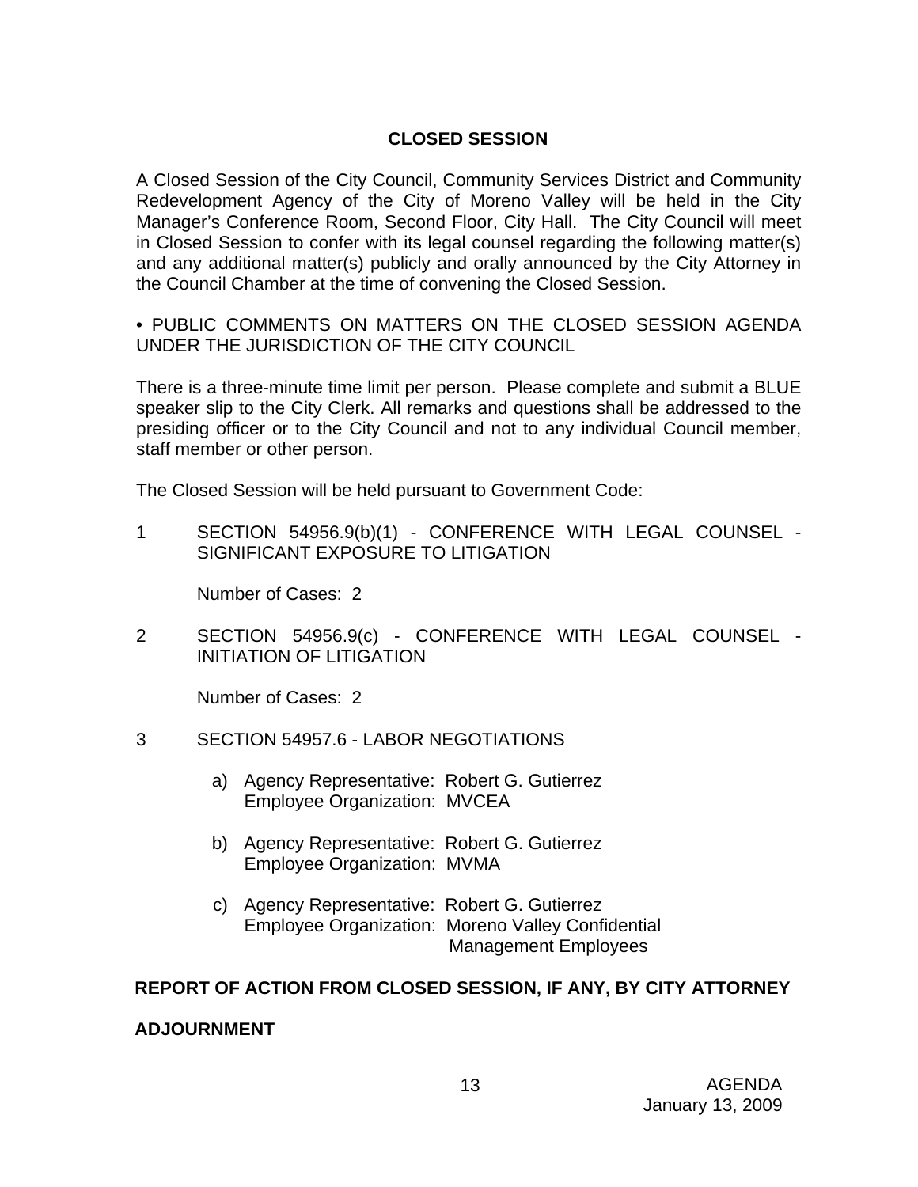## CLOSED SESSION

A Closed Session of the City Council, Community Services District and Community Redevelopment Agency of the City of Moreno Valley will be held in the City Manager's Conference Room, Second Floor, City Hall. The City Council will meet in Closed Session to confer with its legal counsel regarding the following matter(s) and any additional matter(s) publicly and orally announced by the City Attorney in the Council Chamber at the time of convening the Closed Session.

• PUBLIC COMMENTS ON MATTERS ON THE CLOSED SESSION AGENDA UNDER THE JURISDICTION OF THE CITY COUNCIL

There is a three-minute time limit per person. Please complete and submit a BLUE speaker slip to the City Clerk. All remarks and questions shall be addressed to the presiding officer or to the City Council and not to any individual Council member, staff member or other person.

The Closed Session will be held pursuant to Government Code:

1 SECTION 54956.9(b)(1) - CONFERENCE WITH LEGAL COUNSEL - SIGNIFICANT EXPOSURE TO LITIGATION

   Number of Cases: 2

2 SECTION 54956.9(c) - CONFERENCE WITH LEGAL COUNSEL - INITIATION OF LITIGATION

   Number of Cases: 2

3 SECTION 54957.6 - LABOR NEGOTIATIONS

   a) Agency Representative: Robert G. Gutierrez
      Employee Organization: MVCEA

   b) Agency Representative: Robert G. Gutierrez
      Employee Organization: MVMA

   c) Agency Representative: Robert G. Gutierrez
      Employee Organization: Moreno Valley Confidential Management Employees

**REPORT OF ACTION FROM CLOSED SESSION, IF ANY, BY CITY ATTORNEY**

**ADJOURNMENT**